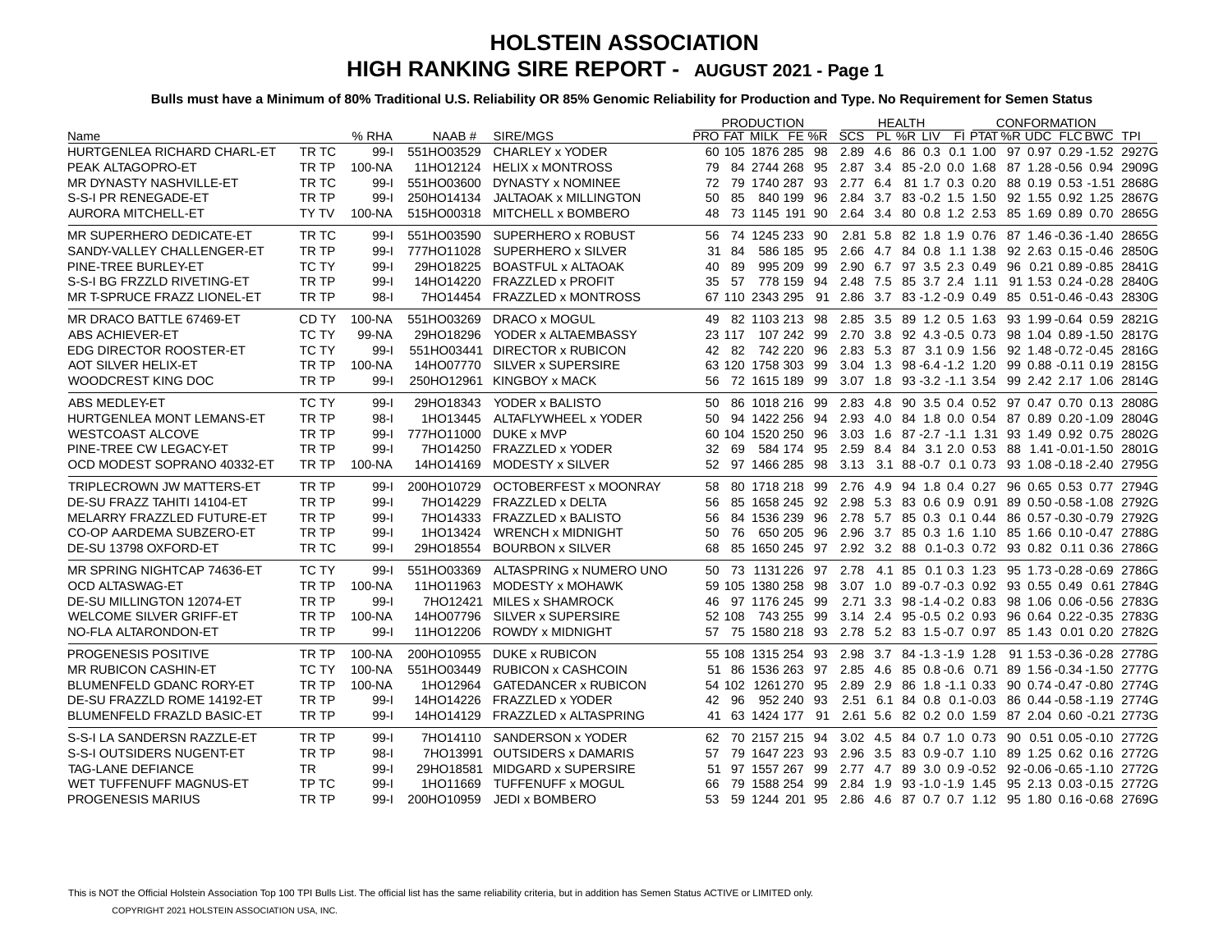# HOLSTEIN ASSOCIATION
# HIGH RANKING SIRE REPORT - AUGUST 2021 - Page 1

**Bulls must have a Minimum of 80% Traditional U.S. Reliability OR 85% Genomic Reliability for Production and Type. No Requirement for Semen Status**

| Name | | % RHA | NAAB # | SIRE/MGS | PRO | FAT | MILK | FE | %R | SCS | PL | %R | LIV | FI | PTAT | %R | UDC | FLC | BWC | TPI |
|---|---|---|---|---|---|---|---|---|---|---|---|---|---|---|---|---|---|---|---|---|
| | | | | | PRODUCTION | | | | | HEALTH | | | | | CONFORMATION | | | | | |
| HURTGENLEA RICHARD CHARL-ET | TR TC | 99-I | 551HO03529 | CHARLEY x YODER | 60 | 105 | 1876 | 285 | 98 | 2.89 | 4.6 | 86 | 0.3 | 0.1 | 1.00 | 97 | 0.97 | 0.29 | -1.52 | 2927G |
| PEAK ALTAGOPRO-ET | TR TP | 100-NA | 11HO12124 | HELIX x MONTROSS | 79 | 84 | 2744 | 268 | 95 | 2.87 | 3.4 | 85 | -2.0 | 0.0 | 1.68 | 87 | 1.28 | -0.56 | 0.94 | 2909G |
| MR DYNASTY NASHVILLE-ET | TR TC | 99-I | 551HO03600 | DYNASTY x NOMINEE | 72 | 79 | 1740 | 287 | 93 | 2.77 | 6.4 | 81 | 1.7 | 0.3 | 0.20 | 88 | 0.19 | 0.53 | -1.51 | 2868G |
| S-S-I PR RENEGADE-ET | TR TP | 99-I | 250HO14134 | JALTAOAK x MILLINGTON | 50 | 85 | 840 | 199 | 96 | 2.84 | 3.7 | 83 | -0.2 | 1.5 | 1.50 | 92 | 1.55 | 0.92 | 1.25 | 2867G |
| AURORA MITCHELL-ET | TY TV | 100-NA | 515HO00318 | MITCHELL x BOMBERO | 48 | 73 | 1145 | 191 | 90 | 2.64 | 3.4 | 80 | 0.8 | 1.2 | 2.53 | 85 | 1.69 | 0.89 | 0.70 | 2865G |
| MR SUPERHERO DEDICATE-ET | TR TC | 99-I | 551HO03590 | SUPERHERO x ROBUST | 56 | 74 | 1245 | 233 | 90 | 2.81 | 5.8 | 82 | 1.8 | 1.9 | 0.76 | 87 | 1.46 | -0.36 | -1.40 | 2865G |
| SANDY-VALLEY CHALLENGER-ET | TR TP | 99-I | 777HO11028 | SUPERHERO x SILVER | 31 | 84 | 586 | 185 | 95 | 2.66 | 4.7 | 84 | 0.8 | 1.1 | 1.38 | 92 | 2.63 | 0.15 | -0.46 | 2850G |
| PINE-TREE BURLEY-ET | TC TY | 99-I | 29HO18225 | BOASTFUL x ALTAOAK | 40 | 89 | 995 | 209 | 99 | 2.90 | 6.7 | 97 | 3.5 | 2.3 | 0.49 | 96 | 0.21 | 0.89 | -0.85 | 2841G |
| S-S-I BG FRZZLD RIVETING-ET | TR TP | 99-I | 14HO14220 | FRAZZLED x PROFIT | 35 | 57 | 778 | 159 | 94 | 2.48 | 7.5 | 85 | 3.7 | 2.4 | 1.11 | 91 | 1.53 | 0.24 | -0.28 | 2840G |
| MR T-SPRUCE FRAZZ LIONEL-ET | TR TP | 98-I | 7HO14454 | FRAZZLED x MONTROSS | 67 | 110 | 2343 | 295 | 91 | 2.86 | 3.7 | 83 | -1.2 | -0.9 | 0.49 | 85 | 0.51 | -0.46 | -0.43 | 2830G |
| MR DRACO BATTLE 67469-ET | CD TY | 100-NA | 551HO03269 | DRACO x MOGUL | 49 | 82 | 1103 | 213 | 98 | 2.85 | 3.5 | 89 | 1.2 | 0.5 | 1.63 | 93 | 1.99 | -0.64 | 0.59 | 2821G |
| ABS ACHIEVER-ET | TC TY | 99-NA | 29HO18296 | YODER x ALTAEMBASSY | 23 | 117 | 107 | 242 | 99 | 2.70 | 3.8 | 92 | 4.3 | -0.5 | 0.73 | 98 | 1.04 | 0.89 | -1.50 | 2817G |
| EDG DIRECTOR ROOSTER-ET | TC TY | 99-I | 551HO03441 | DIRECTOR x RUBICON | 42 | 82 | 742 | 220 | 96 | 2.83 | 5.3 | 87 | 3.1 | 0.9 | 1.56 | 92 | 1.48 | -0.72 | -0.45 | 2816G |
| AOT SILVER HELIX-ET | TR TP | 100-NA | 14HO07770 | SILVER x SUPERSIRE | 63 | 120 | 1758 | 303 | 99 | 3.04 | 1.3 | 98 | -6.4 | -1.2 | 1.20 | 99 | 0.88 | -0.11 | 0.19 | 2815G |
| WOODCREST KING DOC | TR TP | 99-I | 250HO12961 | KINGBOY x MACK | 56 | 72 | 1615 | 189 | 99 | 3.07 | 1.8 | 93 | -3.2 | -1.1 | 3.54 | 99 | 2.42 | 2.17 | 1.06 | 2814G |
| ABS MEDLEY-ET | TC TY | 99-I | 29HO18343 | YODER x BALISTO | 50 | 86 | 1018 | 216 | 99 | 2.83 | 4.8 | 90 | 3.5 | 0.4 | 0.52 | 97 | 0.47 | 0.70 | 0.13 | 2808G |
| HURTGENLEA MONT LEMANS-ET | TR TP | 98-I | 1HO13445 | ALTAFLYWHEEL x YODER | 50 | 94 | 1422 | 256 | 94 | 2.93 | 4.0 | 84 | 1.8 | 0.0 | 0.54 | 87 | 0.89 | 0.20 | -1.09 | 2804G |
| WESTCOAST ALCOVE | TR TP | 99-I | 777HO11000 | DUKE x MVP | 60 | 104 | 1520 | 250 | 96 | 3.03 | 1.6 | 87 | -2.7 | -1.1 | 1.31 | 93 | 1.49 | 0.92 | 0.75 | 2802G |
| PINE-TREE CW LEGACY-ET | TR TP | 99-I | 7HO14250 | FRAZZLED x YODER | 32 | 69 | 584 | 174 | 95 | 2.59 | 8.4 | 84 | 3.1 | 2.0 | 0.53 | 88 | 1.41 | -0.01 | -1.50 | 2801G |
| OCD MODEST SOPRANO 40332-ET | TR TP | 100-NA | 14HO14169 | MODESTY x SILVER | 52 | 97 | 1466 | 285 | 98 | 3.13 | 3.1 | 88 | -0.7 | 0.1 | 0.73 | 93 | 1.08 | -0.18 | -2.40 | 2795G |
| TRIPLECROWN JW MATTERS-ET | TR TP | 99-I | 200HO10729 | OCTOBERFEST x MOONRAY | 58 | 80 | 1718 | 218 | 99 | 2.76 | 4.9 | 94 | 1.8 | 0.4 | 0.27 | 96 | 0.65 | 0.53 | 0.77 | 2794G |
| DE-SU FRAZZ TAHITI 14104-ET | TR TP | 99-I | 7HO14229 | FRAZZLED x DELTA | 56 | 85 | 1658 | 245 | 92 | 2.98 | 5.3 | 83 | 0.6 | 0.9 | 0.91 | 89 | 0.50 | -0.58 | -1.08 | 2792G |
| MELARRY FRAZZLED FUTURE-ET | TR TP | 99-I | 7HO14333 | FRAZZLED x BALISTO | 56 | 84 | 1536 | 239 | 96 | 2.78 | 5.7 | 85 | 0.3 | 0.1 | 0.44 | 86 | 0.57 | -0.30 | -0.79 | 2792G |
| CO-OP AARDEMA SUBZERO-ET | TR TP | 99-I | 1HO13424 | WRENCH x MIDNIGHT | 50 | 76 | 650 | 205 | 96 | 2.96 | 3.7 | 85 | 0.3 | 1.6 | 1.10 | 85 | 1.66 | 0.10 | -0.47 | 2788G |
| DE-SU 13798 OXFORD-ET | TR TC | 99-I | 29HO18554 | BOURBON x SILVER | 68 | 85 | 1650 | 245 | 97 | 2.92 | 3.2 | 88 | 0.1 | -0.3 | 0.72 | 93 | 0.82 | 0.11 | 0.36 | 2786G |
| MR SPRING NIGHTCAP 74636-ET | TC TY | 99-I | 551HO03369 | ALTASPRING x NUMERO UNO | 50 | 73 | 1131 | 226 | 97 | 2.78 | 4.1 | 85 | 0.1 | 0.3 | 1.23 | 95 | 1.73 | -0.28 | -0.69 | 2786G |
| OCD ALTASWAG-ET | TR TP | 100-NA | 11HO11963 | MODESTY x MOHAWK | 59 | 105 | 1380 | 258 | 98 | 3.07 | 1.0 | 89 | -0.7 | -0.3 | 0.92 | 93 | 0.55 | 0.49 | 0.61 | 2784G |
| DE-SU MILLINGTON 12074-ET | TR TP | 99-I | 7HO12421 | MILES x SHAMROCK | 46 | 97 | 1176 | 245 | 99 | 2.71 | 3.3 | 98 | -1.4 | -0.2 | 0.83 | 98 | 1.06 | 0.06 | -0.56 | 2783G |
| WELCOME SILVER GRIFF-ET | TR TP | 100-NA | 14HO07796 | SILVER x SUPERSIRE | 52 | 108 | 743 | 255 | 99 | 3.14 | 2.4 | 95 | -0.5 | 0.2 | 0.93 | 96 | 0.64 | 0.22 | -0.35 | 2783G |
| NO-FLA ALTARONDON-ET | TR TP | 99-I | 11HO12206 | ROWDY x MIDNIGHT | 57 | 75 | 1580 | 218 | 93 | 2.78 | 5.2 | 83 | 1.5 | -0.7 | 0.97 | 85 | 1.43 | 0.01 | 0.20 | 2782G |
| PROGENESIS POSITIVE | TR TP | 100-NA | 200HO10955 | DUKE x RUBICON | 55 | 108 | 1315 | 254 | 93 | 2.98 | 3.7 | 84 | -1.3 | -1.9 | 1.28 | 91 | 1.53 | -0.36 | -0.28 | 2778G |
| MR RUBICON CASHIN-ET | TC TY | 100-NA | 551HO03449 | RUBICON x CASHCOIN | 51 | 86 | 1536 | 263 | 97 | 2.85 | 4.6 | 85 | 0.8 | -0.6 | 0.71 | 89 | 1.56 | -0.34 | -1.50 | 2777G |
| BLUMENFELD GDANC RORY-ET | TR TP | 100-NA | 1HO12964 | GATEDANCER x RUBICON | 54 | 102 | 1261 | 270 | 95 | 2.89 | 2.9 | 86 | 1.8 | -1.1 | 0.33 | 90 | 0.74 | -0.47 | -0.80 | 2774G |
| DE-SU FRAZZLD ROME 14192-ET | TR TP | 99-I | 14HO14226 | FRAZZLED x YODER | 42 | 96 | 952 | 240 | 93 | 2.51 | 6.1 | 84 | 0.8 | 0.1 | -0.03 | 86 | 0.44 | -0.58 | -1.19 | 2774G |
| BLUMENFELD FRAZLD BASIC-ET | TR TP | 99-I | 14HO14129 | FRAZZLED x ALTASPRING | 41 | 63 | 1424 | 177 | 91 | 2.61 | 5.6 | 82 | 0.2 | 0.0 | 1.59 | 87 | 2.04 | 0.60 | -0.21 | 2773G |
| S-S-I LA SANDERSN RAZZLE-ET | TR TP | 99-I | 7HO14110 | SANDERSON x YODER | 62 | 70 | 2157 | 215 | 94 | 3.02 | 4.5 | 84 | 0.7 | 1.0 | 0.73 | 90 | 0.51 | 0.05 | -0.10 | 2772G |
| S-S-I OUTSIDERS NUGENT-ET | TR TP | 98-I | 7HO13991 | OUTSIDERS x DAMARIS | 57 | 79 | 1647 | 223 | 93 | 2.96 | 3.5 | 83 | 0.9 | -0.7 | 1.10 | 89 | 1.25 | 0.62 | 0.16 | 2772G |
| TAG-LANE DEFIANCE | TR | 99-I | 29HO18581 | MIDGARD x SUPERSIRE | 51 | 97 | 1557 | 267 | 99 | 2.77 | 4.7 | 89 | 3.0 | 0.9 | -0.52 | 92 | -0.06 | -0.65 | -1.10 | 2772G |
| WET TUFFENUFF MAGNUS-ET | TP TC | 99-I | 1HO11669 | TUFFENUFF x MOGUL | 66 | 79 | 1588 | 254 | 99 | 2.84 | 1.9 | 93 | -1.0 | -1.9 | 1.45 | 95 | 2.13 | 0.03 | -0.15 | 2772G |
| PROGENESIS MARIUS | TR TP | 99-I | 200HO10959 | JEDI x BOMBERO | 53 | 59 | 1244 | 201 | 95 | 2.86 | 4.6 | 87 | 0.7 | 0.7 | 1.12 | 95 | 1.80 | 0.16 | -0.68 | 2769G |

This is NOT the Official Holstein Association Top 100 TPI Bulls List. The official list has the same reliability criteria, but in addition has Semen Status ACTIVE or LIMITED only.

COPYRIGHT 2021 HOLSTEIN ASSOCIATION USA, INC.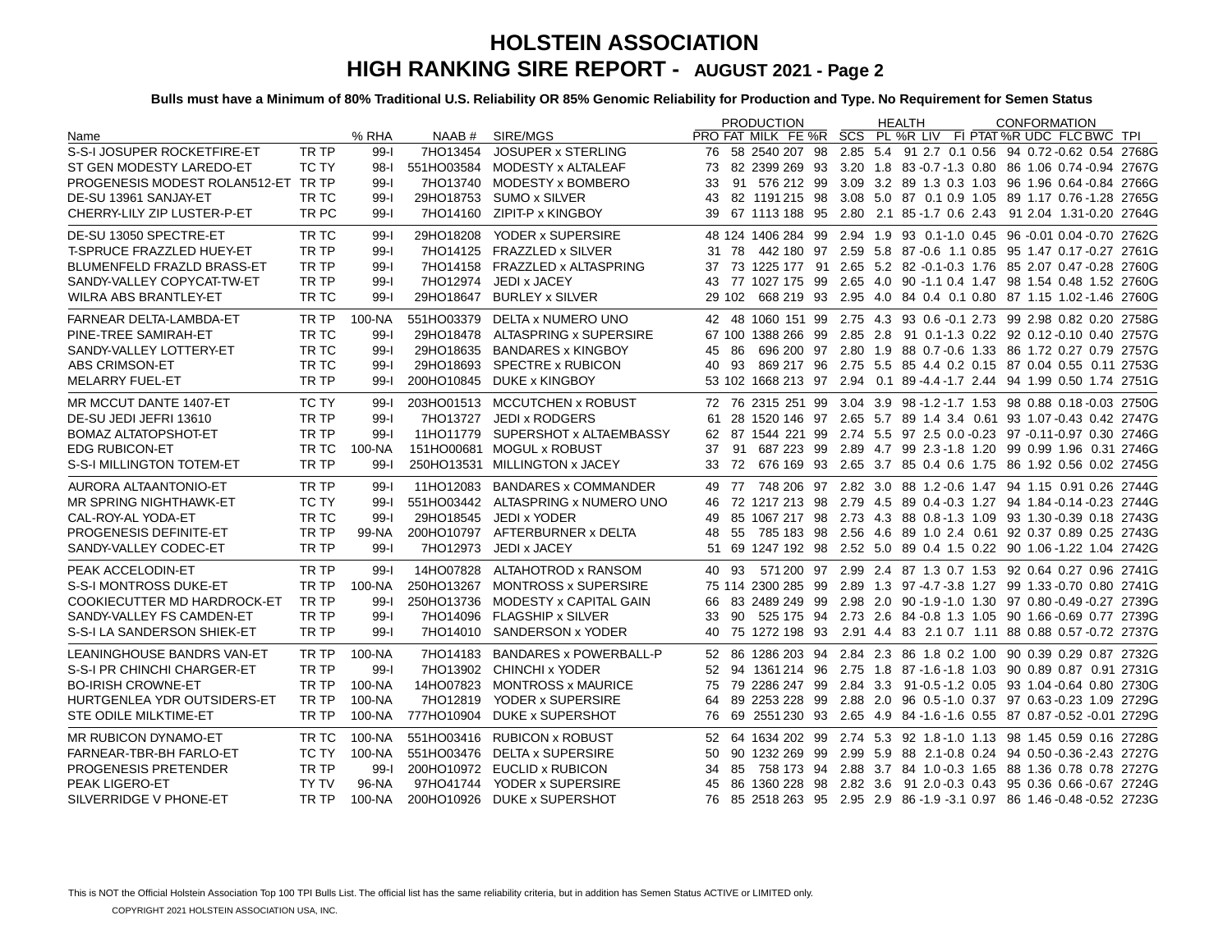# HOLSTEIN ASSOCIATION
## HIGH RANKING SIRE REPORT - AUGUST 2021 - Page 2

**Bulls must have a Minimum of 80% Traditional U.S. Reliability OR 85% Genomic Reliability for Production and Type. No Requirement for Semen Status**

| Name | | % RHA | NAAB # | SIRE/MGS | PRODUCTION | | | | | | HEALTH | | | | | CONFORMATION | | | | | |
|---|---|---|---|---|---|---|---|---|---|---|---|---|---|---|---|---|---|---|---|---|---|
| | | | | | PRO | FAT | MILK | FE | %R | SCS | PL | %R | LIV | FI | PTAT | %R | UDC | FLC | BWC | TPI |
| S-S-I JOSUPER ROCKETFIRE-ET | TR TP | 99-I | 7HO13454 | JOSUPER x STERLING | 76 | 58 | 2540 | 207 | 98 | 2.85 | 5.4 | 91 | 2.7 | 0.1 | 0.56 | 94 | 0.72 | -0.62 | 0.54 | 2768G |
| ST GEN MODESTY LAREDO-ET | TC TY | 98-I | 551HO03584 | MODESTY x ALTALEAF | 73 | 82 | 2399 | 269 | 93 | 3.20 | 1.8 | 83 | -0.7 | -1.3 | 0.80 | 86 | 1.06 | 0.74 | -0.94 | 2767G |
| PROGENESIS MODEST ROLAN512-ET | TR TP | 99-I | 7HO13740 | MODESTY x BOMBERO | 33 | 91 | 576 | 212 | 99 | 3.09 | 3.2 | 89 | 1.3 | 0.3 | 1.03 | 96 | 1.96 | 0.64 | -0.84 | 2766G |
| DE-SU 13961 SANJAY-ET | TR TC | 99-I | 29HO18753 | SUMO x SILVER | 43 | 82 | 1191 | 215 | 98 | 3.08 | 5.0 | 87 | 0.1 | 0.9 | 1.05 | 89 | 1.17 | 0.76 | -1.28 | 2765G |
| CHERRY-LILY ZIP LUSTER-P-ET | TR PC | 99-I | 7HO14160 | ZIPIT-P x KINGBOY | 39 | 67 | 1113 | 188 | 95 | 2.80 | 2.1 | 85 | -1.7 | 0.6 | 2.43 | 91 | 2.04 | 1.31 | -0.20 | 2764G |
| DE-SU 13050 SPECTRE-ET | TR TC | 99-I | 29HO18208 | YODER x SUPERSIRE | 48 | 124 | 1406 | 284 | 99 | 2.94 | 1.9 | 93 | 0.1 | -1.0 | 0.45 | 96 | -0.01 | 0.04 | -0.70 | 2762G |
| T-SPRUCE FRAZZLED HUEY-ET | TR TP | 99-I | 7HO14125 | FRAZZLED x SILVER | 31 | 78 | 442 | 180 | 97 | 2.59 | 5.8 | 87 | -0.6 | 1.1 | 0.85 | 95 | 1.47 | 0.17 | -0.27 | 2761G |
| BLUMENFELD FRAZLD BRASS-ET | TR TP | 99-I | 7HO14158 | FRAZZLED x ALTASPRING | 37 | 73 | 1225 | 177 | 91 | 2.65 | 5.2 | 82 | -0.1 | -0.3 | 1.76 | 85 | 2.07 | 0.47 | -0.28 | 2760G |
| SANDY-VALLEY COPYCAT-TW-ET | TR TP | 99-I | 7HO12974 | JEDI x JACEY | 43 | 77 | 1027 | 175 | 99 | 2.65 | 4.0 | 90 | -1.1 | 0.4 | 1.47 | 98 | 1.54 | 0.48 | 1.52 | 2760G |
| WILRA ABS BRANTLEY-ET | TR TC | 99-I | 29HO18647 | BURLEY x SILVER | 29 | 102 | 668 | 219 | 93 | 2.95 | 4.0 | 84 | 0.4 | 0.1 | 0.80 | 87 | 1.15 | 1.02 | -1.46 | 2760G |
| FARNEAR DELTA-LAMBDA-ET | TR TP | 100-NA | 551HO03379 | DELTA x NUMERO UNO | 42 | 48 | 1060 | 151 | 99 | 2.75 | 4.3 | 93 | 0.6 | -0.1 | 2.73 | 99 | 2.98 | 0.82 | 0.20 | 2758G |
| PINE-TREE SAMIRAH-ET | TR TC | 99-I | 29HO18478 | ALTASPRING x SUPERSIRE | 67 | 100 | 1388 | 266 | 99 | 2.85 | 2.8 | 91 | 0.1 | -1.3 | 0.22 | 92 | 0.12 | -0.10 | 0.40 | 2757G |
| SANDY-VALLEY LOTTERY-ET | TR TC | 99-I | 29HO18635 | BANDARES x KINGBOY | 45 | 86 | 696 | 200 | 97 | 2.80 | 1.9 | 88 | 0.7 | -0.6 | 1.33 | 86 | 1.72 | 0.27 | 0.79 | 2757G |
| ABS CRIMSON-ET | TR TC | 99-I | 29HO18693 | SPECTRE x RUBICON | 40 | 93 | 869 | 217 | 96 | 2.75 | 5.5 | 85 | 4.4 | 0.2 | 0.15 | 87 | 0.04 | 0.55 | 0.11 | 2753G |
| MELARRY FUEL-ET | TR TP | 99-I | 200HO10845 | DUKE x KINGBOY | 53 | 102 | 1668 | 213 | 97 | 2.94 | 0.1 | 89 | -4.4 | -1.7 | 2.44 | 94 | 1.99 | 0.50 | 1.74 | 2751G |
| MR MCCUT DANTE 1407-ET | TC TY | 99-I | 203HO01513 | MCCUTCHEN x ROBUST | 72 | 76 | 2315 | 251 | 99 | 3.04 | 3.9 | 98 | -1.2 | -1.7 | 1.53 | 98 | 0.88 | 0.18 | -0.03 | 2750G |
| DE-SU JEDI JEFRI 13610 | TR TP | 99-I | 7HO13727 | JEDI x RODGERS | 61 | 28 | 1520 | 146 | 97 | 2.65 | 5.7 | 89 | 1.4 | 3.4 | 0.61 | 93 | 1.07 | -0.43 | 0.42 | 2747G |
| BOMAZ ALTATOPSHOT-ET | TR TP | 99-I | 11HO11779 | SUPERSHOT x ALTAEMBASSY | 62 | 87 | 1544 | 221 | 99 | 2.74 | 5.5 | 97 | 2.5 | 0.0 | -0.23 | 97 | -0.11 | -0.97 | 0.30 | 2746G |
| EDG RUBICON-ET | TR TC | 100-NA | 151HO00681 | MOGUL x ROBUST | 37 | 91 | 687 | 223 | 99 | 2.89 | 4.7 | 99 | 2.3 | -1.8 | 1.20 | 99 | 0.99 | 1.96 | 0.31 | 2746G |
| S-S-I MILLINGTON TOTEM-ET | TR TP | 99-I | 250HO13531 | MILLINGTON x JACEY | 33 | 72 | 676 | 169 | 93 | 2.65 | 3.7 | 85 | 0.4 | 0.6 | 1.75 | 86 | 1.92 | 0.56 | 0.02 | 2745G |
| AURORA ALTAANTONIO-ET | TR TP | 99-I | 11HO12083 | BANDARES x COMMANDER | 49 | 77 | 748 | 206 | 97 | 2.82 | 3.0 | 88 | 1.2 | -0.6 | 1.47 | 94 | 1.15 | 0.91 | 0.26 | 2744G |
| MR SPRING NIGHTHAWK-ET | TC TY | 99-I | 551HO03442 | ALTASPRING x NUMERO UNO | 46 | 72 | 1217 | 213 | 98 | 2.79 | 4.5 | 89 | 0.4 | -0.3 | 1.27 | 94 | 1.84 | -0.14 | -0.23 | 2744G |
| CAL-ROY-AL YODA-ET | TR TC | 99-I | 29HO18545 | JEDI x YODER | 49 | 85 | 1067 | 217 | 98 | 2.73 | 4.3 | 88 | 0.8 | -1.3 | 1.09 | 93 | 1.30 | -0.39 | 0.18 | 2743G |
| PROGENESIS DEFINITE-ET | TR TP | 99-NA | 200HO10797 | AFTERBURNER x DELTA | 48 | 55 | 785 | 183 | 98 | 2.56 | 4.6 | 89 | 1.0 | 2.4 | 0.61 | 92 | 0.37 | 0.89 | 0.25 | 2743G |
| SANDY-VALLEY CODEC-ET | TR TP | 99-I | 7HO12973 | JEDI x JACEY | 51 | 69 | 1247 | 192 | 98 | 2.52 | 5.0 | 89 | 0.4 | 1.5 | 0.22 | 90 | 1.06 | -1.22 | 1.04 | 2742G |
| PEAK ACCELODIN-ET | TR TP | 99-I | 14HO07828 | ALTAHOTROD x RANSOM | 40 | 93 | 571 | 200 | 97 | 2.99 | 2.4 | 87 | 1.3 | 0.7 | 1.53 | 92 | 0.64 | 0.27 | 0.96 | 2741G |
| S-S-I MONTROSS DUKE-ET | TR TP | 100-NA | 250HO13267 | MONTROSS x SUPERSIRE | 75 | 114 | 2300 | 285 | 99 | 2.89 | 1.3 | 97 | -4.7 | -3.8 | 1.27 | 99 | 1.33 | -0.70 | 0.80 | 2741G |
| COOKIECUTTER MD HARDROCK-ET | TR TP | 99-I | 250HO13736 | MODESTY x CAPITAL GAIN | 66 | 83 | 2489 | 249 | 99 | 2.98 | 2.0 | 90 | -1.9 | -1.0 | 1.30 | 97 | 0.80 | -0.49 | -0.27 | 2739G |
| SANDY-VALLEY FS CAMDEN-ET | TR TP | 99-I | 7HO14096 | FLAGSHIP x SILVER | 33 | 90 | 525 | 175 | 94 | 2.73 | 2.6 | 84 | -0.8 | 1.3 | 1.05 | 90 | 1.66 | -0.69 | 0.77 | 2739G |
| S-S-I LA SANDERSON SHIEK-ET | TR TP | 99-I | 7HO14010 | SANDERSON x YODER | 40 | 75 | 1272 | 198 | 93 | 2.91 | 4.4 | 83 | 2.1 | 0.7 | 1.11 | 88 | 0.88 | 0.57 | -0.72 | 2737G |
| LEANINGHOUSE BANDRS VAN-ET | TR TP | 100-NA | 7HO14183 | BANDARES x POWERBALL-P | 52 | 86 | 1286 | 203 | 94 | 2.84 | 2.3 | 86 | 1.8 | 0.2 | 1.00 | 90 | 0.39 | 0.29 | 0.87 | 2732G |
| S-S-I PR CHINCHI CHARGER-ET | TR TP | 99-I | 7HO13902 | CHINCHI x YODER | 52 | 94 | 1361 | 214 | 96 | 2.75 | 1.8 | 87 | -1.6 | -1.8 | 1.03 | 90 | 0.89 | 0.87 | 0.91 | 2731G |
| BO-IRISH CROWNE-ET | TR TP | 100-NA | 14HO07823 | MONTROSS x MAURICE | 75 | 79 | 2286 | 247 | 99 | 2.84 | 3.3 | 91 | -0.5 | -1.2 | 0.05 | 93 | 1.04 | -0.64 | 0.80 | 2730G |
| HURTGENLEA YDR OUTSIDERS-ET | TR TP | 100-NA | 7HO12819 | YODER x SUPERSIRE | 64 | 89 | 2253 | 228 | 99 | 2.88 | 2.0 | 96 | 0.5 | -1.0 | 0.37 | 97 | 0.63 | -0.23 | 1.09 | 2729G |
| STE ODILE MILKTIME-ET | TR TP | 100-NA | 777HO10904 | DUKE x SUPERSHOT | 76 | 69 | 2551 | 230 | 93 | 2.65 | 4.9 | 84 | -1.6 | -1.6 | 0.55 | 87 | 0.87 | -0.52 | -0.01 | 2729G |
| MR RUBICON DYNAMO-ET | TR TC | 100-NA | 551HO03416 | RUBICON x ROBUST | 52 | 64 | 1634 | 202 | 99 | 2.74 | 5.3 | 92 | 1.8 | -1.0 | 1.13 | 98 | 1.45 | 0.59 | 0.16 | 2728G |
| FARNEAR-TBR-BH FARLO-ET | TC TY | 100-NA | 551HO03476 | DELTA x SUPERSIRE | 50 | 90 | 1232 | 269 | 99 | 2.99 | 5.9 | 88 | 2.1 | -0.8 | 0.24 | 94 | 0.50 | -0.36 | -2.43 | 2727G |
| PROGENESIS PRETENDER | TR TP | 99-I | 200HO10972 | EUCLID x RUBICON | 34 | 85 | 758 | 173 | 94 | 2.88 | 3.7 | 84 | 1.0 | -0.3 | 1.65 | 88 | 1.36 | 0.78 | 0.78 | 2727G |
| PEAK LIGERO-ET | TY TV | 96-NA | 97HO41744 | YODER x SUPERSIRE | 45 | 86 | 1360 | 228 | 98 | 2.82 | 3.6 | 91 | 2.0 | -0.3 | 0.43 | 95 | 0.36 | 0.66 | -0.67 | 2724G |
| SILVERRIDGE V PHONE-ET | TR TP | 100-NA | 200HO10926 | DUKE x SUPERSHOT | 76 | 85 | 2518 | 263 | 95 | 2.95 | 2.9 | 86 | -1.9 | -3.1 | 0.97 | 86 | 1.46 | -0.48 | -0.52 | 2723G |

This is NOT the Official Holstein Association Top 100 TPI Bulls List. The official list has the same reliability criteria, but in addition has Semen Status ACTIVE or LIMITED only.

COPYRIGHT 2021 HOLSTEIN ASSOCIATION USA, INC.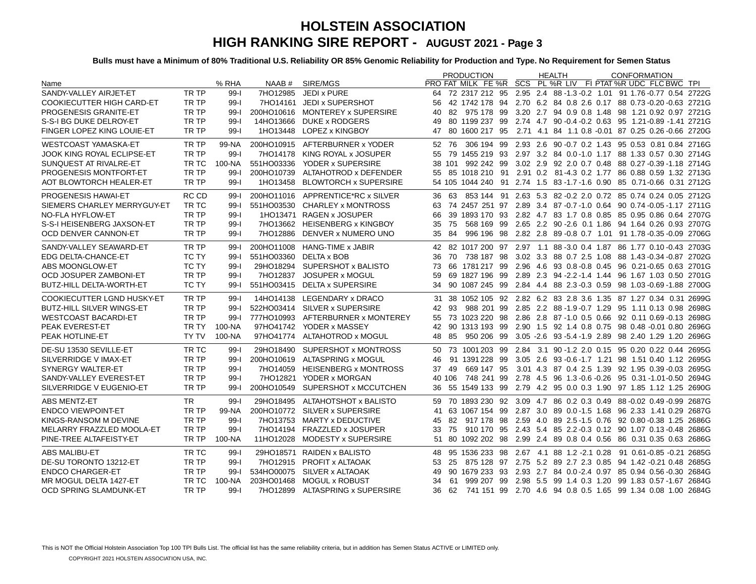# HOLSTEIN ASSOCIATION
# HIGH RANKING SIRE REPORT - AUGUST 2021 - Page 3

**Bulls must have a Minimum of 80% Traditional U.S. Reliability OR 85% Genomic Reliability for Production and Type. No Requirement for Semen Status**

| Name | | % RHA | NAAB # | SIRE/MGS | PRODUCTION | | | | | HEALTH | | | | | CONFORMATION | | | | | TPI |
|---|---|---|---|---|---|---|---|---|---|---|---|---|---|---|---|---|---|---|---|---|
| | | | | | PRO | FAT | MILK | FE | %R | SCS | PL | %R | LIV | FI | PTAT | %R | UDC | FLC | BWC | |
| SANDY-VALLEY AIRJET-ET | TR TP | 99-I | 7HO12985 | JEDI x PURE | 64 | 72 | 2317 | 212 | 95 | 2.95 | 2.4 | 88 | -1.3 | -0.2 | 1.01 | 91 | 1.76 | -0.77 | 0.54 | 2722G |
| COOKIECUTTER HIGH CARD-ET | TR TP | 99-I | 7HO14161 | JEDI x SUPERSHOT | 56 | 42 | 1742 | 178 | 94 | 2.70 | 6.2 | 84 | 0.8 | 2.6 | 0.17 | 88 | 0.73 | -0.20 | -0.63 | 2721G |
| PROGENESIS GRANITE-ET | TR TP | 99-I | 200HO10616 | MONTEREY x SUPERSIRE | 40 | 82 | 975 | 178 | 99 | 3.20 | 2.7 | 94 | 0.9 | 0.8 | 1.48 | 98 | 1.21 | 0.92 | 0.97 | 2721G |
| S-S-I BG DUKE DELROY-ET | TR TP | 99-I | 14HO13666 | DUKE x RODGERS | 49 | 80 | 1199 | 237 | 99 | 2.74 | 4.7 | 90 | -0.4 | -0.2 | 0.63 | 95 | 1.21 | -0.89 | -1.41 | 2721G |
| FINGER LOPEZ KING LOUIE-ET | TR TP | 99-I | 1HO13448 | LOPEZ x KINGBOY | 47 | 80 | 1600 | 217 | 95 | 2.71 | 4.1 | 84 | 1.1 | 0.8 | -0.01 | 87 | 0.25 | 0.26 | -0.66 | 2720G |
| WESTCOAST YAMASKA-ET | TR TP | 99-NA | 200HO10915 | AFTERBURNER x YODER | 52 | 76 | 306 | 194 | 99 | 2.93 | 2.6 | 90 | -0.7 | 0.2 | 1.43 | 95 | 0.53 | 0.81 | 0.84 | 2716G |
| JOOK KING ROYAL ECLIPSE-ET | TR TP | 99-I | 7HO14178 | KING ROYAL x JOSUPER | 55 | 79 | 1455 | 219 | 93 | 2.97 | 3.2 | 84 | 0.0 | -1.0 | 1.17 | 88 | 1.33 | 0.57 | 0.30 | 2714G |
| SUNQUEST AT RIVALRE-ET | TR TC | 100-NA | 551HO03336 | YODER x SUPERSIRE | 38 | 101 | 992 | 242 | 99 | 3.02 | 2.9 | 92 | 2.0 | 0.7 | 0.48 | 88 | 0.27 | -0.39 | -1.18 | 2714G |
| PROGENESIS MONTFORT-ET | TR TP | 99-I | 200HO10739 | ALTAHOTROD x DEFENDER | 55 | 85 | 1018 | 210 | 91 | 2.91 | 0.2 | 81 | -4.3 | 0.2 | 1.77 | 86 | 0.88 | 0.59 | 1.32 | 2713G |
| AOT BLOWTORCH HEALER-ET | TR TP | 99-I | 1HO13458 | BLOWTORCH x SUPERSIRE | 54 | 105 | 1044 | 240 | 91 | 2.74 | 1.5 | 83 | -1.7 | -1.6 | 0.90 | 85 | 0.71 | -0.66 | 0.31 | 2712G |
| PROGENESIS HAWAI-ET | RC CD | 99-I | 200HO11016 | APPRENTICE*RC x SILVER | 36 | 63 | 853 | 144 | 91 | 2.63 | 5.3 | 82 | -0.2 | 2.0 | 0.72 | 85 | 0.74 | 0.24 | 0.05 | 2712G |
| SIEMERS CHARLEY MERRYGUY-ET | TR TC | 99-I | 551HO03530 | CHARLEY x MONTROSS | 63 | 74 | 2457 | 251 | 97 | 2.89 | 3.4 | 87 | -0.7 | -1.0 | 0.64 | 90 | 0.74 | -0.05 | -1.17 | 2711G |
| NO-FLA HYFLOW-ET | TR TP | 99-I | 1HO13471 | RAGEN x JOSUPER | 66 | 39 | 1893 | 170 | 93 | 2.82 | 4.7 | 83 | 1.7 | 0.8 | 0.85 | 85 | 0.95 | 0.86 | 0.64 | 2707G |
| S-S-I HEISENBERG JAXSON-ET | TR TP | 99-I | 7HO13662 | HEISENBERG x KINGBOY | 35 | 75 | 568 | 169 | 99 | 2.65 | 2.2 | 90 | -2.6 | 0.1 | 1.86 | 94 | 1.64 | 0.26 | 0.93 | 2707G |
| OCD DENVER CANNON-ET | TR TP | 99-I | 7HO12886 | DENVER x NUMERO UNO | 35 | 84 | 996 | 196 | 98 | 2.82 | 2.8 | 89 | -0.8 | 0.7 | 1.01 | 91 | 1.78 | -0.35 | -0.09 | 2706G |
| SANDY-VALLEY SEAWARD-ET | TR TP | 99-I | 200HO11008 | HANG-TIME x JABIR | 42 | 82 | 1017 | 200 | 97 | 2.97 | 1.1 | 88 | -3.0 | 0.4 | 1.87 | 86 | 1.77 | 0.10 | -0.43 | 2703G |
| EDG DELTA-CHANCE-ET | TC TY | 99-I | 551HO03360 | DELTA x BOB | 36 | 70 | 738 | 187 | 98 | 3.02 | 3.3 | 88 | 0.7 | 2.5 | 1.08 | 88 | 1.43 | -0.34 | -0.87 | 2702G |
| ABS MOONGLOW-ET | TC TY | 99-I | 29HO18294 | SUPERSHOT x BALISTO | 73 | 66 | 1781 | 217 | 99 | 2.96 | 4.6 | 93 | 0.8 | -0.8 | 0.45 | 96 | 0.21 | -0.65 | 0.63 | 2701G |
| OCD JOSUPER ZAMBONI-ET | TR TP | 99-I | 7HO12837 | JOSUPER x MOGUL | 59 | 69 | 1827 | 196 | 99 | 2.89 | 2.3 | 94 | -2.2 | -1.4 | 1.44 | 96 | 1.67 | 1.03 | 0.50 | 2701G |
| BUTZ-HILL DELTA-WORTH-ET | TC TY | 99-I | 551HO03415 | DELTA x SUPERSIRE | 34 | 90 | 1087 | 245 | 99 | 2.84 | 4.4 | 88 | 2.3 | -0.3 | 0.59 | 98 | 1.03 | -0.69 | -1.88 | 2700G |
| COOKIECUTTER LGND HUSKY-ET | TR TP | 99-I | 14HO14138 | LEGENDARY x DRACO | 31 | 38 | 1052 | 105 | 92 | 2.82 | 6.2 | 83 | 2.8 | 3.6 | 1.35 | 87 | 1.27 | 0.34 | 0.31 | 2699G |
| BUTZ-HILL SILVER WINGS-ET | TR TP | 99-I | 522HO03414 | SILVER x SUPERSIRE | 42 | 93 | 988 | 201 | 99 | 2.85 | 2.2 | 88 | -1.9 | -0.7 | 1.29 | 95 | 1.11 | 0.13 | 0.98 | 2698G |
| WESTCOAST BACARDI-ET | TR TP | 99-I | 777HO10993 | AFTERBURNER x MONTEREY | 55 | 73 | 1023 | 220 | 98 | 2.86 | 2.8 | 87 | -1.0 | 0.5 | 0.66 | 92 | 0.11 | 0.69 | -0.13 | 2698G |
| PEAK EVEREST-ET | TR TY | 100-NA | 97HO41742 | YODER x MASSEY | 42 | 90 | 1313 | 193 | 99 | 2.90 | 1.5 | 92 | 1.4 | 0.8 | 0.75 | 98 | 0.48 | -0.01 | 0.80 | 2696G |
| PEAK HOTLINE-ET | TY TV | 100-NA | 97HO41774 | ALTAHOTROD x MOGUL | 48 | 85 | 950 | 206 | 99 | 3.05 | -2.6 | 93 | -5.4 | -1.9 | 2.89 | 98 | 2.40 | 1.29 | 1.20 | 2696G |
| DE-SU 13530 SEVILLE-ET | TR TC | 99-I | 29HO18490 | SUPERSHOT x MONTROSS | 50 | 73 | 1001 | 203 | 99 | 2.84 | 3.1 | 90 | -1.2 | 2.0 | 0.15 | 95 | 0.20 | 0.22 | 0.44 | 2695G |
| SILVERRIDGE V IMAX-ET | TR TP | 99-I | 200HO10619 | ALTASPRING x MOGUL | 46 | 91 | 1391 | 228 | 99 | 3.05 | 2.6 | 93 | -0.6 | -1.7 | 1.21 | 98 | 1.51 | 0.40 | 1.12 | 2695G |
| SYNERGY WALTER-ET | TR TP | 99-I | 7HO14059 | HEISENBERG x MONTROSS | 37 | 49 | 669 | 147 | 95 | 3.01 | 4.3 | 87 | 0.4 | 2.5 | 1.39 | 92 | 1.95 | 0.39 | -0.03 | 2695G |
| SANDY-VALLEY EVEREST-ET | TR TP | 99-I | 7HO12821 | YODER x MORGAN | 40 | 106 | 748 | 241 | 99 | 2.78 | 4.5 | 96 | 1.3 | -0.6 | -0.26 | 95 | 0.31 | -1.01 | -0.50 | 2694G |
| SILVERRIDGE V EUGENIO-ET | TR TP | 99-I | 200HO10549 | SUPERSHOT x MCCUTCHEN | 36 | 55 | 1549 | 133 | 99 | 2.79 | 4.2 | 95 | 0.0 | 0.3 | 1.90 | 97 | 1.85 | 1.12 | 1.25 | 2690G |
| ABS MENTZ-ET | TR | 99-I | 29HO18495 | ALTAHOTSHOT x BALISTO | 59 | 70 | 1893 | 230 | 92 | 3.09 | 4.7 | 86 | 0.2 | 0.3 | 0.49 | 88 | -0.02 | 0.49 | -0.99 | 2687G |
| ENDCO VIEWPOINT-ET | TR TP | 99-NA | 200HO10772 | SILVER x SUPERSIRE | 41 | 63 | 1067 | 154 | 99 | 2.87 | 3.0 | 89 | 0.0 | -1.5 | 1.68 | 96 | 2.33 | 1.41 | 0.29 | 2687G |
| KINGS-RANSOM M DEVINE | TR TP | 99-I | 7HO13753 | MARTY x DEDUCTIVE | 45 | 82 | 917 | 178 | 98 | 2.59 | 4.0 | 89 | 2.5 | -1.5 | 0.76 | 92 | 0.80 | -0.38 | 1.25 | 2686G |
| MELARRY FRAZZLED MOOLA-ET | TR TP | 99-I | 7HO14194 | FRAZZLED x JOSUPER | 33 | 75 | 910 | 170 | 95 | 2.43 | 5.4 | 85 | 2.2 | -0.3 | 0.12 | 90 | 1.07 | 0.13 | -0.48 | 2686G |
| PINE-TREE ALTAFEISTY-ET | TR TP | 100-NA | 11HO12028 | MODESTY x SUPERSIRE | 51 | 80 | 1092 | 202 | 98 | 2.99 | 2.4 | 89 | 0.8 | 0.4 | 0.56 | 86 | 0.31 | 0.35 | 0.63 | 2686G |
| ABS MALIBU-ET | TR TC | 99-I | 29HO18571 | RAIDEN x BALISTO | 48 | 95 | 1536 | 233 | 98 | 2.67 | 4.1 | 88 | 1.2 | -2.1 | 0.28 | 91 | 0.61 | -0.85 | -0.21 | 2685G |
| DE-SU TORONTO 13212-ET | TR TP | 99-I | 7HO12915 | PROFIT x ALTAOAK | 53 | 25 | 875 | 128 | 97 | 2.75 | 5.2 | 89 | 2.7 | 2.3 | 0.85 | 94 | 1.42 | -0.21 | 0.48 | 2685G |
| ENDCO CHARGER-ET | TR TP | 99-I | 534HO00075 | SILVER x ALTAOAK | 49 | 90 | 1679 | 233 | 93 | 2.93 | 2.7 | 84 | 0.0 | -2.4 | 0.97 | 85 | 0.94 | 0.56 | -0.30 | 2684G |
| MR MOGUL DELTA 1427-ET | TR TC | 100-NA | 203HO01468 | MOGUL x ROBUST | 34 | 61 | 999 | 207 | 99 | 2.98 | 5.5 | 99 | 1.4 | 0.3 | 1.20 | 99 | 1.83 | 0.57 | -1.67 | 2684G |
| OCD SPRING SLAMDUNK-ET | TR TP | 99-I | 7HO12899 | ALTASPRING x SUPERSIRE | 36 | 62 | 741 | 151 | 99 | 2.70 | 4.6 | 94 | 0.8 | 0.5 | 1.65 | 99 | 1.34 | 0.08 | 1.00 | 2684G |

This is NOT the Official Holstein Association Top 100 TPI Bulls List. The official list has the same reliability criteria, but in addition has Semen Status ACTIVE or LIMITED only.

COPYRIGHT 2021 HOLSTEIN ASSOCIATION USA, INC.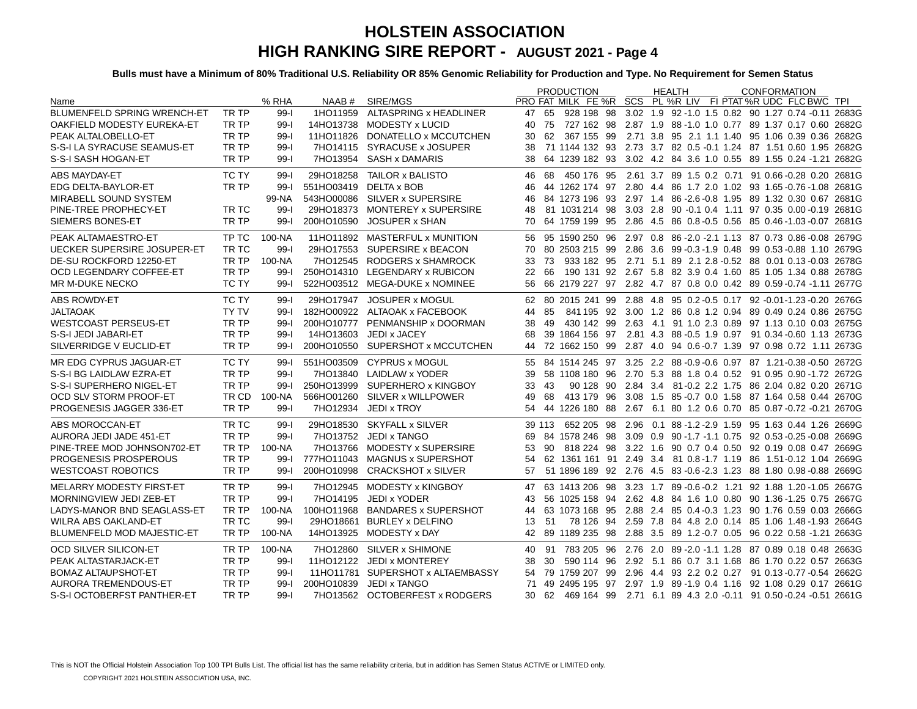# HOLSTEIN ASSOCIATION
## HIGH RANKING SIRE REPORT - AUGUST 2021 - Page 4

**Bulls must have a Minimum of 80% Traditional U.S. Reliability OR 85% Genomic Reliability for Production and Type. No Requirement for Semen Status**

| Name | | % RHA | NAAB # | SIRE/MGS | PRODUCTION | | | | | HEALTH | | | | | CONFORMATION | | | | | |
|---|---|---|---|---|---|---|---|---|---|---|---|---|---|---|---|---|---|---|---|---|
| | | | | | PRO | FAT | MILK | FE | %R | SCS | PL | %R | LIV | FI | PTAT | %R | UDC | FLC | BWC | TPI |
| BLUMENFELD SPRING WRENCH-ET | TR TP | 99-I | 1HO11959 | ALTASPRING x HEADLINER | 47 | 65 | 928 | 198 | 98 | 3.02 | 1.9 | 92 | -1.0 | 1.5 | 0.82 | 90 | 1.27 | 0.74 | -0.11 | 2683G |
| OAKFIELD MODESTY EUREKA-ET | TR TP | 99-I | 14HO13738 | MODESTY x LUCID | 40 | 75 | 727 | 162 | 98 | 2.87 | 1.9 | 88 | -1.0 | 1.0 | 0.77 | 89 | 1.37 | 0.17 | 0.60 | 2682G |
| PEAK ALTALOBELLO-ET | TR TP | 99-I | 11HO11826 | DONATELLO x MCCUTCHEN | 30 | 62 | 367 | 155 | 99 | 2.71 | 3.8 | 95 | 2.1 | 1.1 | 1.40 | 95 | 1.06 | 0.39 | 0.36 | 2682G |
| S-S-I LA SYRACUSE SEAMUS-ET | TR TP | 99-I | 7HO14115 | SYRACUSE x JOSUPER | 38 | 71 | 1144 | 132 | 93 | 2.73 | 3.7 | 82 | 0.5 | -0.1 | 1.24 | 87 | 1.51 | 0.60 | 1.95 | 2682G |
| S-S-I SASH HOGAN-ET | TR TP | 99-I | 7HO13954 | SASH x DAMARIS | 38 | 64 | 1239 | 182 | 93 | 3.02 | 4.2 | 84 | 3.6 | 1.0 | 0.55 | 89 | 1.55 | 0.24 | -1.21 | 2682G |
| ABS MAYDAY-ET | TC TY | 99-I | 29HO18258 | TAILOR x BALISTO | 46 | 68 | 450 | 176 | 95 | 2.61 | 3.7 | 89 | 1.5 | 0.2 | 0.71 | 91 | 0.66 | -0.28 | 0.20 | 2681G |
| EDG DELTA-BAYLOR-ET | TR TP | 99-I | 551HO03419 | DELTA x BOB | 46 | 44 | 1262 | 174 | 97 | 2.80 | 4.4 | 86 | 1.7 | 2.0 | 1.02 | 93 | 1.65 | -0.76 | -1.08 | 2681G |
| MIRABELL SOUND SYSTEM | | 99-NA | 543HO00086 | SILVER x SUPERSIRE | 46 | 84 | 1273 | 196 | 93 | 2.97 | 1.4 | 86 | -2.6 | -0.8 | 1.95 | 89 | 1.32 | 0.30 | 0.67 | 2681G |
| PINE-TREE PROPHECY-ET | TR TC | 99-I | 29HO18373 | MONTEREY x SUPERSIRE | 48 | 81 | 1031 | 214 | 98 | 3.03 | 2.8 | 90 | -0.1 | 0.4 | 1.11 | 97 | 0.35 | 0.00 | -0.19 | 2681G |
| SIEMERS BONES-ET | TR TP | 99-I | 200HO10590 | JOSUPER x SHAN | 70 | 64 | 1759 | 199 | 95 | 2.86 | 4.5 | 86 | 0.8 | -0.5 | 0.56 | 85 | 0.46 | -1.03 | -0.07 | 2681G |
| PEAK ALTAMAESTRO-ET | TP TC | 100-NA | 11HO11892 | MASTERFUL x MUNITION | 56 | 95 | 1590 | 250 | 96 | 2.97 | 0.8 | 86 | -2.0 | -2.1 | 1.13 | 87 | 0.73 | 0.86 | -0.08 | 2679G |
| UECKER SUPERSIRE JOSUPER-ET | TR TC | 99-I | 29HO17553 | SUPERSIRE x BEACON | 70 | 80 | 2503 | 215 | 99 | 2.86 | 3.6 | 99 | -0.3 | -1.9 | 0.48 | 99 | 0.53 | -0.88 | 1.10 | 2679G |
| DE-SU ROCKFORD 12250-ET | TR TP | 100-NA | 7HO12545 | RODGERS x SHAMROCK | 33 | 73 | 933 | 182 | 95 | 2.71 | 5.1 | 89 | 2.1 | 2.8 | -0.52 | 88 | 0.01 | 0.13 | -0.03 | 2678G |
| OCD LEGENDARY COFFEE-ET | TR TP | 99-I | 250HO14310 | LEGENDARY x RUBICON | 22 | 66 | 190 | 131 | 92 | 2.67 | 5.8 | 82 | 3.9 | 0.4 | 1.60 | 85 | 1.05 | 1.34 | 0.88 | 2678G |
| MR M-DUKE NECKO | TC TY | 99-I | 522HO03512 | MEGA-DUKE x NOMINEE | 56 | 66 | 2179 | 227 | 97 | 2.82 | 4.7 | 87 | 0.8 | 0.0 | 0.42 | 89 | 0.59 | -0.74 | -1.11 | 2677G |
| ABS ROWDY-ET | TC TY | 99-I | 29HO17947 | JOSUPER x MOGUL | 62 | 80 | 2015 | 241 | 99 | 2.88 | 4.8 | 95 | 0.2 | -0.5 | 0.17 | 92 | -0.01 | -1.23 | -0.20 | 2676G |
| JALTAOAK | TY TV | 99-I | 182HO00922 | ALTAOAK x FACEBOOK | 44 | 85 | 841 | 195 | 92 | 3.00 | 1.2 | 86 | 0.8 | 1.2 | 0.94 | 89 | 0.49 | 0.24 | 0.86 | 2675G |
| WESTCOAST PERSEUS-ET | TR TP | 99-I | 200HO10777 | PENMANSHIP x DOORMAN | 38 | 49 | 430 | 142 | 99 | 2.63 | 4.1 | 91 | 1.0 | 2.3 | 0.89 | 97 | 1.13 | 0.10 | 0.03 | 2675G |
| S-S-I JEDI JABARI-ET | TR TP | 99-I | 14HO13603 | JEDI x JACEY | 68 | 39 | 1864 | 156 | 97 | 2.81 | 4.3 | 88 | -0.5 | 1.9 | 0.97 | 91 | 0.34 | -0.60 | 1.13 | 2673G |
| SILVERRIDGE V EUCLID-ET | TR TP | 99-I | 200HO10550 | SUPERSHOT x MCCUTCHEN | 44 | 72 | 1662 | 150 | 99 | 2.87 | 4.0 | 94 | 0.6 | -0.7 | 1.39 | 97 | 0.98 | 0.72 | 1.11 | 2673G |
| MR EDG CYPRUS JAGUAR-ET | TC TY | 99-I | 551HO03509 | CYPRUS x MOGUL | 55 | 84 | 1514 | 245 | 97 | 3.25 | 2.2 | 88 | -0.9 | -0.6 | 0.97 | 87 | 1.21 | -0.38 | -0.50 | 2672G |
| S-S-I BG LAIDLAW EZRA-ET | TR TP | 99-I | 7HO13840 | LAIDLAW x YODER | 39 | 58 | 1108 | 180 | 96 | 2.70 | 5.3 | 88 | 1.8 | 0.4 | 0.52 | 91 | 0.95 | 0.90 | -1.72 | 2672G |
| S-S-I SUPERHERO NIGEL-ET | TR TP | 99-I | 250HO13999 | SUPERHERO x KINGBOY | 33 | 43 | 90 | 128 | 90 | 2.84 | 3.4 | 81 | -0.2 | 2.2 | 1.75 | 86 | 2.04 | 0.82 | 0.20 | 2671G |
| OCD SLV STORM PROOF-ET | TR CD | 100-NA | 566HO01260 | SILVER x WILLPOWER | 49 | 68 | 413 | 179 | 96 | 3.08 | 1.5 | 85 | -0.7 | 0.0 | 1.58 | 87 | 1.64 | 0.58 | 0.44 | 2670G |
| PROGENESIS JAGGER 336-ET | TR TP | 99-I | 7HO12934 | JEDI x TROY | 54 | 44 | 1226 | 180 | 88 | 2.67 | 6.1 | 80 | 1.2 | 0.6 | 0.70 | 85 | 0.87 | -0.72 | -0.21 | 2670G |
| ABS MOROCCAN-ET | TR TC | 99-I | 29HO18530 | SKYFALL x SILVER | 39 | 113 | 652 | 205 | 98 | 2.96 | 0.1 | 88 | -1.2 | -2.9 | 1.59 | 95 | 1.63 | 0.44 | 1.26 | 2669G |
| AURORA JEDI JADE 451-ET | TR TP | 99-I | 7HO13752 | JEDI x TANGO | 69 | 84 | 1578 | 246 | 98 | 3.09 | 0.9 | 90 | -1.7 | -1.1 | 0.75 | 92 | 0.53 | -0.25 | -0.08 | 2669G |
| PINE-TREE MOD JOHNSON702-ET | TR TP | 100-NA | 7HO13766 | MODESTY x SUPERSIRE | 53 | 90 | 818 | 224 | 98 | 3.22 | 1.6 | 90 | 0.7 | 0.4 | 0.50 | 92 | 0.19 | 0.08 | 0.47 | 2669G |
| PROGENESIS PROSPEROUS | TR TP | 99-I | 777HO11043 | MAGNUS x SUPERSHOT | 54 | 62 | 1361 | 161 | 91 | 2.49 | 3.4 | 81 | 0.8 | -1.7 | 1.19 | 86 | 1.51 | -0.12 | 1.04 | 2669G |
| WESTCOAST ROBOTICS | TR TP | 99-I | 200HO10998 | CRACKSHOT x SILVER | 57 | 51 | 1896 | 189 | 92 | 2.76 | 4.5 | 83 | -0.6 | -2.3 | 1.23 | 88 | 1.80 | 0.98 | -0.88 | 2669G |
| MELARRY MODESTY FIRST-ET | TR TP | 99-I | 7HO12945 | MODESTY x KINGBOY | 47 | 63 | 1413 | 206 | 98 | 3.23 | 1.7 | 89 | -0.6 | -0.2 | 1.21 | 92 | 1.88 | 1.20 | -1.05 | 2667G |
| MORNINGVIEW JEDI ZEB-ET | TR TP | 99-I | 7HO14195 | JEDI x YODER | 43 | 56 | 1025 | 158 | 94 | 2.62 | 4.8 | 84 | 1.6 | 1.0 | 0.80 | 90 | 1.36 | -1.25 | 0.75 | 2667G |
| LADYS-MANOR BND SEAGLASS-ET | TR TP | 100-NA | 100HO11968 | BANDARES x SUPERSHOT | 44 | 63 | 1073 | 168 | 95 | 2.88 | 2.4 | 85 | 0.4 | -0.3 | 1.23 | 90 | 1.76 | 0.59 | 0.03 | 2666G |
| WILRA ABS OAKLAND-ET | TR TC | 99-I | 29HO18661 | BURLEY x DELFINO | 13 | 51 | 78 | 126 | 94 | 2.59 | 7.8 | 84 | 4.8 | 2.0 | 0.14 | 85 | 1.06 | 1.48 | -1.93 | 2664G |
| BLUMENFELD MOD MAJESTIC-ET | TR TP | 100-NA | 14HO13925 | MODESTY x DAY | 42 | 89 | 1189 | 235 | 98 | 2.88 | 3.5 | 89 | 1.2 | -0.7 | 0.05 | 96 | 0.22 | 0.58 | -1.21 | 2663G |
| OCD SILVER SILICON-ET | TR TP | 100-NA | 7HO12860 | SILVER x SHIMONE | 40 | 91 | 783 | 205 | 96 | 2.76 | 2.0 | 89 | -2.0 | -1.1 | 1.28 | 87 | 0.89 | 0.18 | 0.48 | 2663G |
| PEAK ALTASTARJACK-ET | TR TP | 99-I | 11HO12122 | JEDI x MONTEREY | 38 | 30 | 590 | 114 | 96 | 2.92 | 5.1 | 86 | 0.7 | 3.1 | 1.68 | 86 | 1.70 | 0.22 | 0.57 | 2663G |
| BOMAZ ALTAUPSHOT-ET | TR TP | 99-I | 11HO11781 | SUPERSHOT x ALTAEMBASSY | 54 | 79 | 1759 | 207 | 99 | 2.96 | 4.4 | 93 | 2.2 | 0.2 | 0.27 | 91 | 0.13 | -0.77 | -0.54 | 2662G |
| AURORA TREMENDOUS-ET | TR TP | 99-I | 200HO10839 | JEDI x TANGO | 71 | 49 | 2495 | 195 | 97 | 2.97 | 1.9 | 89 | -1.9 | 0.4 | 1.16 | 92 | 1.08 | 0.29 | 0.17 | 2661G |
| S-S-I OCTOBERFST PANTHER-ET | TR TP | 99-I | 7HO13562 | OCTOBERFEST x RODGERS | 30 | 62 | 469 | 164 | 99 | 2.71 | 6.1 | 89 | 4.3 | 2.0 | -0.11 | 91 | 0.50 | -0.24 | -0.51 | 2661G |

This is NOT the Official Holstein Association Top 100 TPI Bulls List. The official list has the same reliability criteria, but in addition has Semen Status ACTIVE or LIMITED only.

COPYRIGHT 2021 HOLSTEIN ASSOCIATION USA, INC.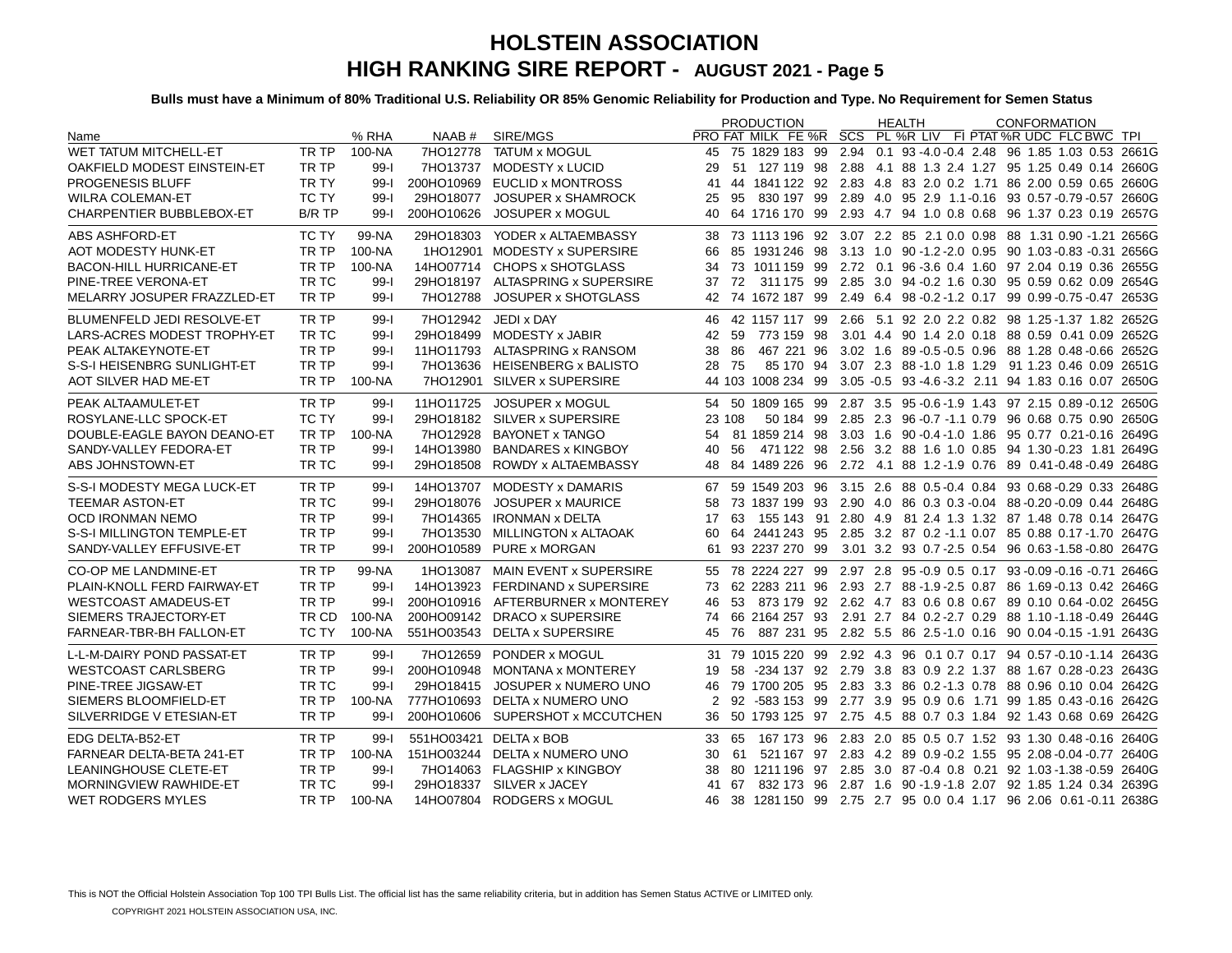# HOLSTEIN ASSOCIATION

# HIGH RANKING SIRE REPORT - AUGUST 2021 - Page 5

**Bulls must have a Minimum of 80% Traditional U.S. Reliability OR 85% Genomic Reliability for Production and Type. No Requirement for Semen Status**

| Name | | % RHA | NAAB # | SIRE/MGS | PRODUCTION PRO | FAT | MILK | FE | %R | HEALTH SCS | PL | %R | LIV | FI | CONFORMATION PTAT | %R | UDC | FLC | BWC | TPI |
|---|---|---|---|---|---|---|---|---|---|---|---|---|---|---|---|---|---|---|---|---|
| WET TATUM MITCHELL-ET | TR TP | 100-NA | 7HO12778 | TATUM x MOGUL | 45 | 75 | 1829 | 183 | 99 | 2.94 | 0.1 | 93 | -4.0 | -0.4 | 2.48 | 96 | 1.85 | 1.03 | 0.53 | 2661G |
| OAKFIELD MODEST EINSTEIN-ET | TR TP | 99-I | 7HO13737 | MODESTY x LUCID | 29 | 51 | 127 | 119 | 98 | 2.88 | 4.1 | 88 | 1.3 | 2.4 | 1.27 | 95 | 1.25 | 0.49 | 0.14 | 2660G |
| PROGENESIS BLUFF | TR TY | 99-I | 200HO10969 | EUCLID x MONTROSS | 41 | 44 | 1841 | 122 | 92 | 2.83 | 4.8 | 83 | 2.0 | 0.2 | 1.71 | 86 | 2.00 | 0.59 | 0.65 | 2660G |
| WILRA COLEMAN-ET | TC TY | 99-I | 29HO18077 | JOSUPER x SHAMROCK | 25 | 95 | 830 | 197 | 99 | 2.89 | 4.0 | 95 | 2.9 | 1.1 | -0.16 | 93 | 0.57 | -0.79 | -0.57 | 2660G |
| CHARPENTIER BUBBLEBOX-ET | B/R TP | 99-I | 200HO10626 | JOSUPER x MOGUL | 40 | 64 | 1716 | 170 | 99 | 2.93 | 4.7 | 94 | 1.0 | 0.8 | 0.68 | 96 | 1.37 | 0.23 | 0.19 | 2657G |
| ABS ASHFORD-ET | TC TY | 99-NA | 29HO18303 | YODER x ALTAEMBASSY | 38 | 73 | 1113 | 196 | 92 | 3.07 | 2.2 | 85 | 2.1 | 0.0 | 0.98 | 88 | 1.31 | 0.90 | -1.21 | 2656G |
| AOT MODESTY HUNK-ET | TR TP | 100-NA | 1HO12901 | MODESTY x SUPERSIRE | 66 | 85 | 1931 | 246 | 98 | 3.13 | 1.0 | 90 | -1.2 | -2.0 | 0.95 | 90 | 1.03 | -0.83 | -0.31 | 2656G |
| BACON-HILL HURRICANE-ET | TR TP | 100-NA | 14HO07714 | CHOPS x SHOTGLASS | 34 | 73 | 1011 | 159 | 99 | 2.72 | 0.1 | 96 | -3.6 | 0.4 | 1.60 | 97 | 2.04 | 0.19 | 0.36 | 2655G |
| PINE-TREE VERONA-ET | TR TC | 99-I | 29HO18197 | ALTASPRING x SUPERSIRE | 37 | 72 | 311 | 175 | 99 | 2.85 | 3.0 | 94 | -0.2 | 1.6 | 0.30 | 95 | 0.59 | 0.62 | 0.09 | 2654G |
| MELARRY JOSUPER FRAZZLED-ET | TR TP | 99-I | 7HO12788 | JOSUPER x SHOTGLASS | 42 | 74 | 1672 | 187 | 99 | 2.49 | 6.4 | 98 | -0.2 | -1.2 | 0.17 | 99 | 0.99 | -0.75 | -0.47 | 2653G |
| BLUMENFELD JEDI RESOLVE-ET | TR TP | 99-I | 7HO12942 | JEDI x DAY | 46 | 42 | 1157 | 117 | 99 | 2.66 | 5.1 | 92 | 2.0 | 2.2 | 0.82 | 98 | 1.25 | -1.37 | 1.82 | 2652G |
| LARS-ACRES MODEST TROPHY-ET | TR TC | 99-I | 29HO18499 | MODESTY x JABIR | 42 | 59 | 773 | 159 | 98 | 3.01 | 4.4 | 90 | 1.4 | 2.0 | 0.18 | 88 | 0.59 | 0.41 | 0.09 | 2652G |
| PEAK ALTAKEYNOTE-ET | TR TP | 99-I | 11HO11793 | ALTASPRING x RANSOM | 38 | 86 | 467 | 221 | 96 | 3.02 | 1.6 | 89 | -0.5 | -0.5 | 0.96 | 88 | 1.28 | 0.48 | -0.66 | 2652G |
| S-S-I HEISENBRG SUNLIGHT-ET | TR TP | 99-I | 7HO13636 | HEISENBERG x BALISTO | 28 | 75 | 85 | 170 | 94 | 3.07 | 2.3 | 88 | -1.0 | 1.8 | 1.29 | 91 | 1.23 | 0.46 | 0.09 | 2651G |
| AOT SILVER HAD ME-ET | TR TP | 100-NA | 7HO12901 | SILVER x SUPERSIRE | 44 | 103 | 1008 | 234 | 99 | 3.05 | -0.5 | 93 | -4.6 | -3.2 | 2.11 | 94 | 1.83 | 0.16 | 0.07 | 2650G |
| PEAK ALTAAMULET-ET | TR TP | 99-I | 11HO11725 | JOSUPER x MOGUL | 54 | 50 | 1809 | 165 | 99 | 2.87 | 3.5 | 95 | -0.6 | -1.9 | 1.43 | 97 | 2.15 | 0.89 | -0.12 | 2650G |
| ROSYLANE-LLC SPOCK-ET | TC TY | 99-I | 29HO18182 | SILVER x SUPERSIRE | 23 | 108 | 50 | 184 | 99 | 2.85 | 2.3 | 96 | -0.7 | -1.1 | 0.79 | 96 | 0.68 | 0.75 | 0.90 | 2650G |
| DOUBLE-EAGLE BAYON DEANO-ET | TR TP | 100-NA | 7HO12928 | BAYONET x TANGO | 54 | 81 | 1859 | 214 | 98 | 3.03 | 1.6 | 90 | -0.4 | -1.0 | 1.86 | 95 | 0.77 | 0.21 | -0.16 | 2649G |
| SANDY-VALLEY FEDORA-ET | TR TP | 99-I | 14HO13980 | BANDARES x KINGBOY | 40 | 56 | 471 | 122 | 98 | 2.56 | 3.2 | 88 | 1.6 | 1.0 | 0.85 | 94 | 1.30 | -0.23 | 1.81 | 2649G |
| ABS JOHNSTOWN-ET | TR TC | 99-I | 29HO18508 | ROWDY x ALTAEMBASSY | 48 | 84 | 1489 | 226 | 96 | 2.72 | 4.1 | 88 | 1.2 | -1.9 | 0.76 | 89 | 0.41 | -0.48 | -0.49 | 2648G |
| S-S-I MODESTY MEGA LUCK-ET | TR TP | 99-I | 14HO13707 | MODESTY x DAMARIS | 67 | 59 | 1549 | 203 | 96 | 3.15 | 2.6 | 88 | 0.5 | -0.4 | 0.84 | 93 | 0.68 | -0.29 | 0.33 | 2648G |
| TEEMAR ASTON-ET | TR TC | 99-I | 29HO18076 | JOSUPER x MAURICE | 58 | 73 | 1837 | 199 | 93 | 2.90 | 4.0 | 86 | 0.3 | 0.3 | -0.04 | 88 | -0.20 | -0.09 | 0.44 | 2648G |
| OCD IRONMAN NEMO | TR TP | 99-I | 7HO14365 | IRONMAN x DELTA | 17 | 63 | 155 | 143 | 91 | 2.80 | 4.9 | 81 | 2.4 | 1.3 | 1.32 | 87 | 1.48 | 0.78 | 0.14 | 2647G |
| S-S-I MILLINGTON TEMPLE-ET | TR TP | 99-I | 7HO13530 | MILLINGTON x ALTAOAK | 60 | 64 | 2441 | 243 | 95 | 2.85 | 3.2 | 87 | 0.2 | -1.1 | 0.07 | 85 | 0.88 | 0.17 | -1.70 | 2647G |
| SANDY-VALLEY EFFUSIVE-ET | TR TP | 99-I | 200HO10589 | PURE x MORGAN | 61 | 93 | 2237 | 270 | 99 | 3.01 | 3.2 | 93 | 0.7 | -2.5 | 0.54 | 96 | 0.63 | -1.58 | -0.80 | 2647G |
| CO-OP ME LANDMINE-ET | TR TP | 99-NA | 1HO13087 | MAIN EVENT x SUPERSIRE | 55 | 78 | 2224 | 227 | 99 | 2.97 | 2.8 | 95 | -0.9 | 0.5 | 0.17 | 93 | -0.09 | -0.16 | -0.71 | 2646G |
| PLAIN-KNOLL FERD FAIRWAY-ET | TR TP | 99-I | 14HO13923 | FERDINAND x SUPERSIRE | 73 | 62 | 2283 | 211 | 96 | 2.93 | 2.7 | 88 | -1.9 | -2.5 | 0.87 | 86 | 1.69 | -0.13 | 0.42 | 2646G |
| WESTCOAST AMADEUS-ET | TR TP | 99-I | 200HO10916 | AFTERBURNER x MONTEREY | 46 | 53 | 873 | 179 | 92 | 2.62 | 4.7 | 83 | 0.6 | 0.8 | 0.67 | 89 | 0.10 | 0.64 | -0.02 | 2645G |
| SIEMERS TRAJECTORY-ET | TR CD | 100-NA | 200HO09142 | DRACO x SUPERSIRE | 74 | 66 | 2164 | 257 | 93 | 2.91 | 2.7 | 84 | 0.2 | -2.7 | 0.29 | 88 | 1.10 | -1.18 | -0.49 | 2644G |
| FARNEAR-TBR-BH FALLON-ET | TC TY | 100-NA | 551HO03543 | DELTA x SUPERSIRE | 45 | 76 | 887 | 231 | 95 | 2.82 | 5.5 | 86 | 2.5 | -1.0 | 0.16 | 90 | 0.04 | -0.15 | -1.91 | 2643G |
| L-L-M-DAIRY POND PASSAT-ET | TR TP | 99-I | 7HO12659 | PONDER x MOGUL | 31 | 79 | 1015 | 220 | 99 | 2.92 | 4.3 | 96 | 0.1 | 0.7 | 0.17 | 94 | 0.57 | -0.10 | -1.14 | 2643G |
| WESTCOAST CARLSBERG | TR TP | 99-I | 200HO10948 | MONTANA x MONTEREY | 19 | 58 | -234 | 137 | 92 | 2.79 | 3.8 | 83 | 0.9 | 2.2 | 1.37 | 88 | 1.67 | 0.28 | -0.23 | 2643G |
| PINE-TREE JIGSAW-ET | TR TC | 99-I | 29HO18415 | JOSUPER x NUMERO UNO | 46 | 79 | 1700 | 205 | 95 | 2.83 | 3.3 | 86 | 0.2 | -1.3 | 0.78 | 88 | 0.96 | 0.10 | 0.04 | 2642G |
| SIEMERS BLOOMFIELD-ET | TR TP | 100-NA | 777HO10693 | DELTA x NUMERO UNO | 2 | 92 | -583 | 153 | 99 | 2.77 | 3.9 | 95 | 0.9 | 0.6 | 1.71 | 99 | 1.85 | 0.43 | -0.16 | 2642G |
| SILVERRIDGE V ETESIAN-ET | TR TP | 99-I | 200HO10606 | SUPERSHOT x MCCUTCHEN | 36 | 50 | 1793 | 125 | 97 | 2.75 | 4.5 | 88 | 0.7 | 0.3 | 1.84 | 92 | 1.43 | 0.68 | 0.69 | 2642G |
| EDG DELTA-B52-ET | TR TP | 99-I | 551HO03421 | DELTA x BOB | 33 | 65 | 167 | 173 | 96 | 2.83 | 2.0 | 85 | 0.5 | 0.7 | 1.52 | 93 | 1.30 | 0.48 | -0.16 | 2640G |
| FARNEAR DELTA-BETA 241-ET | TR TP | 100-NA | 151HO03244 | DELTA x NUMERO UNO | 30 | 61 | 521 | 167 | 97 | 2.83 | 4.2 | 89 | 0.9 | -0.2 | 1.55 | 95 | 2.08 | -0.04 | -0.77 | 2640G |
| LEANINGHOUSE CLETE-ET | TR TP | 99-I | 7HO14063 | FLAGSHIP x KINGBOY | 38 | 80 | 1211 | 196 | 97 | 2.85 | 3.0 | 87 | -0.4 | 0.8 | 0.21 | 92 | 1.03 | -1.38 | -0.59 | 2640G |
| MORNINGVIEW RAWHIDE-ET | TR TC | 99-I | 29HO18337 | SILVER x JACEY | 41 | 67 | 832 | 173 | 96 | 2.87 | 1.6 | 90 | -1.9 | -1.8 | 2.07 | 92 | 1.85 | 1.24 | 0.34 | 2639G |
| WET RODGERS MYLES | TR TP | 100-NA | 14HO07804 | RODGERS x MOGUL | 46 | 38 | 1281 | 150 | 99 | 2.75 | 2.7 | 95 | 0.0 | 0.4 | 1.17 | 96 | 2.06 | 0.61 | -0.11 | 2638G |

This is NOT the Official Holstein Association Top 100 TPI Bulls List. The official list has the same reliability criteria, but in addition has Semen Status ACTIVE or LIMITED only.

COPYRIGHT 2021 HOLSTEIN ASSOCIATION USA, INC.